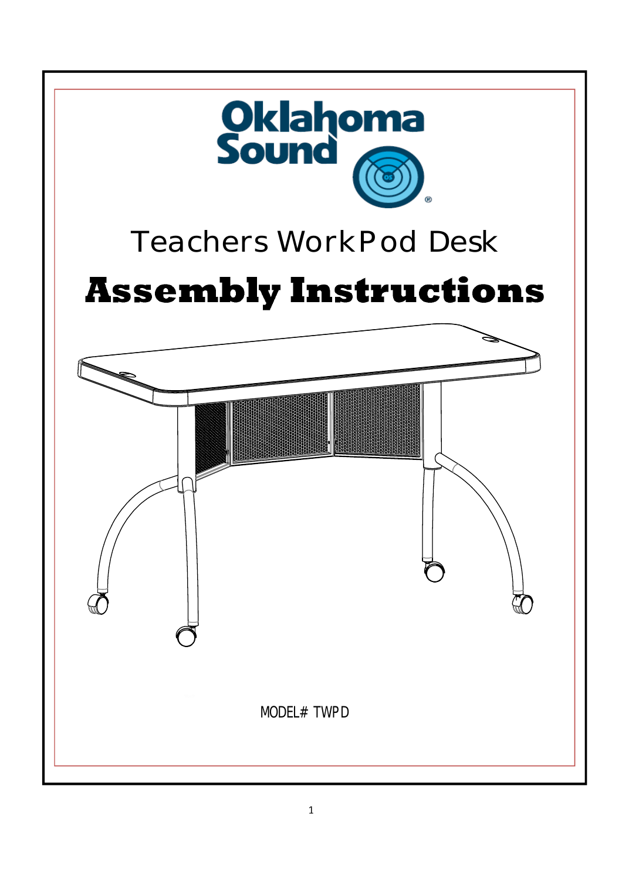Oklahoma Sound

# Teachers WorkPod Desk

# Assembly Instructions

MODEL# TWPD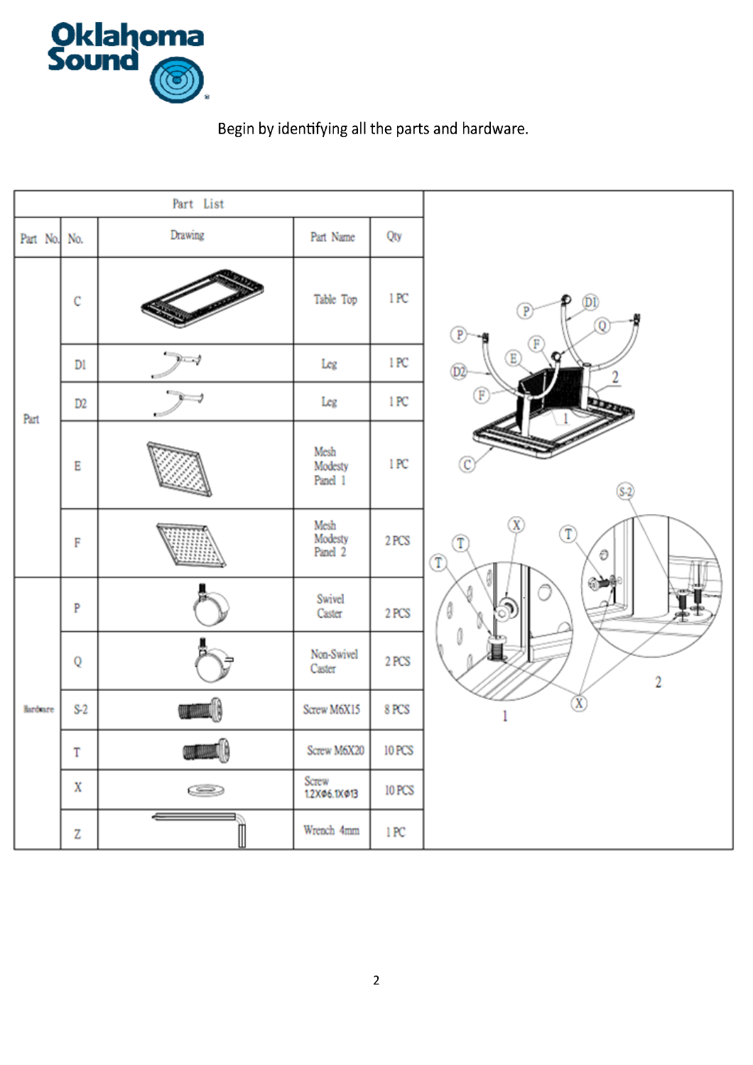Begin by identifying all the parts and hardware.

| Part List | | | | |
|---|---|---|---|---|
| Part No. | No. | Drawing | Part Name | Qty |
| Part | C | | Table Top | 1 PC |
| | D1 | | Leg | 1 PC |
| | D2 | | Leg | 1 PC |
| | E | | Mesh Modesty Panel 1 | 1 PC |
| | F | | Mesh Modesty Panel 2 | 2 PCS |
| Hardware | P | | Swivel Caster | 2 PCS |
| | Q | | Non-Swivel Caster | 2 PCS |
| | S-2 | | Screw M6X15 | 8 PCS |
| | T | | Screw M6X20 | 10 PCS |
| | X | | Screw 1.2XΦ6.1XΦ13 | 10 PCS |
| | Z | | Wrench 4mm | 1 PC |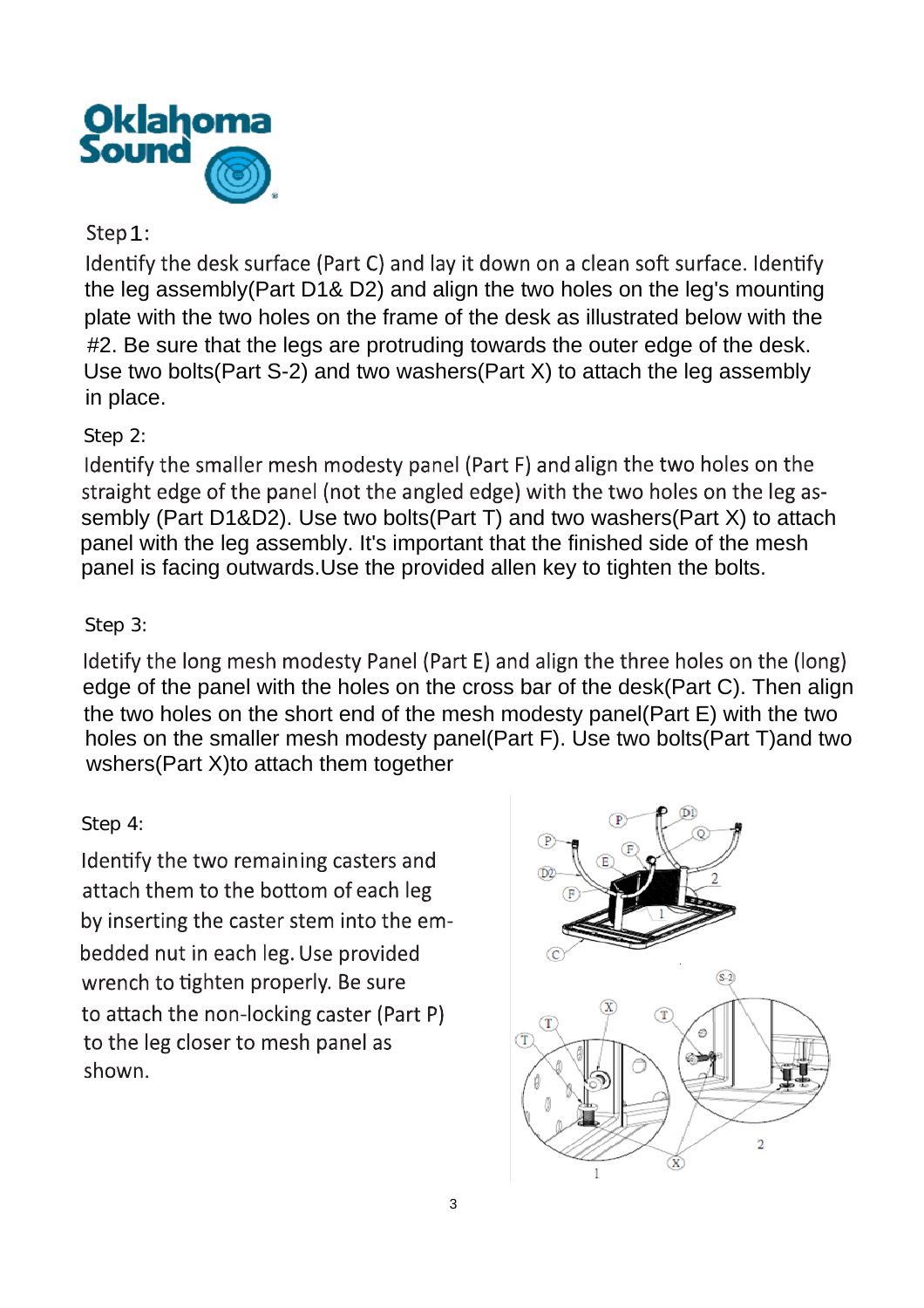Step 1:

Identify the desk surface (Part C) and lay it down on a clean soft surface. Identify the leg assembly(Part D1& D2) and align the two holes on the leg's mounting plate with the two holes on the frame of the desk as illustrated below with the #2. Be sure that the legs are protruding towards the outer edge of the desk. Use two bolts(Part S-2) and two washers(Part X) to attach the leg assembly in place.

Step 2:

Identify the smaller mesh modesty panel (Part F) and align the two holes on the straight edge of the panel (not the angled edge) with the two holes on the leg assembly (Part D1&D2). Use two bolts(Part T) and two washers(Part X) to attach panel with the leg assembly. It's important that the finished side of the mesh panel is facing outwards.Use the provided allen key to tighten the bolts.

Step 3:

Idetify the long mesh modesty Panel (Part E) and align the three holes on the (long) edge of the panel with the holes on the cross bar of the desk(Part C). Then align the two holes on the short end of the mesh modesty panel(Part E) with the two holes on the smaller mesh modesty panel(Part F). Use two bolts(Part T)and two wshers(Part X)to attach them together

Step 4:

Identify the two remaining casters and attach them to the bottom of each leg by inserting the caster stem into the embedded nut in each leg. Use provided wrench to tighten properly. Be sure to attach the non-locking caster (Part P) to the leg closer to mesh panel as shown.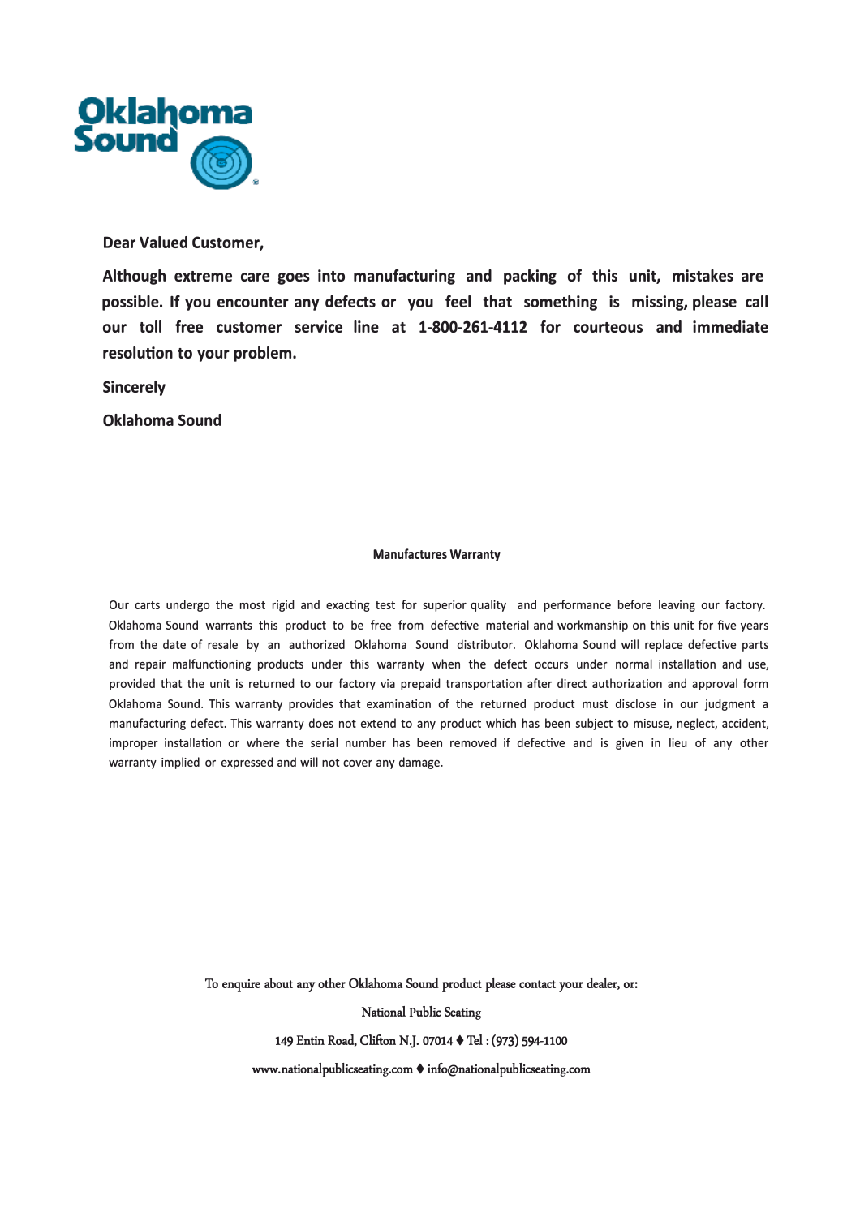**Oklahoma Sound**

**Dear Valued Customer,**

**Although extreme care goes into manufacturing and packing of this unit, mistakes are possible. If you encounter any defects or you feel that something is missing, please call our toll free customer service line at 1-800-261-4112 for courteous and immediate resolution to your problem.**

**Sincerely**

**Oklahoma Sound**

### Manufactures Warranty

Our carts undergo the most rigid and exacting test for superior quality and performance before leaving our factory. Oklahoma Sound warrants this product to be free from defective material and workmanship on this unit for five years from the date of resale by an authorized Oklahoma Sound distributor. Oklahoma Sound will replace defective parts and repair malfunctioning products under this warranty when the defect occurs under normal installation and use, provided that the unit is returned to our factory via prepaid transportation after direct authorization and approval form Oklahoma Sound. This warranty provides that examination of the returned product must disclose in our judgment a manufacturing defect. This warranty does not extend to any product which has been subject to misuse, neglect, accident, improper installation or where the serial number has been removed if defective and is given in lieu of any other warranty implied or expressed and will not cover any damage.

To enquire about any other Oklahoma Sound product please contact your dealer, or:

National Public Seating

149 Entin Road, Clifton N.J. 07014 ♦ Tel : (973) 594-1100

www.nationalpublicseating.com ♦ info@nationalpublicseating.com